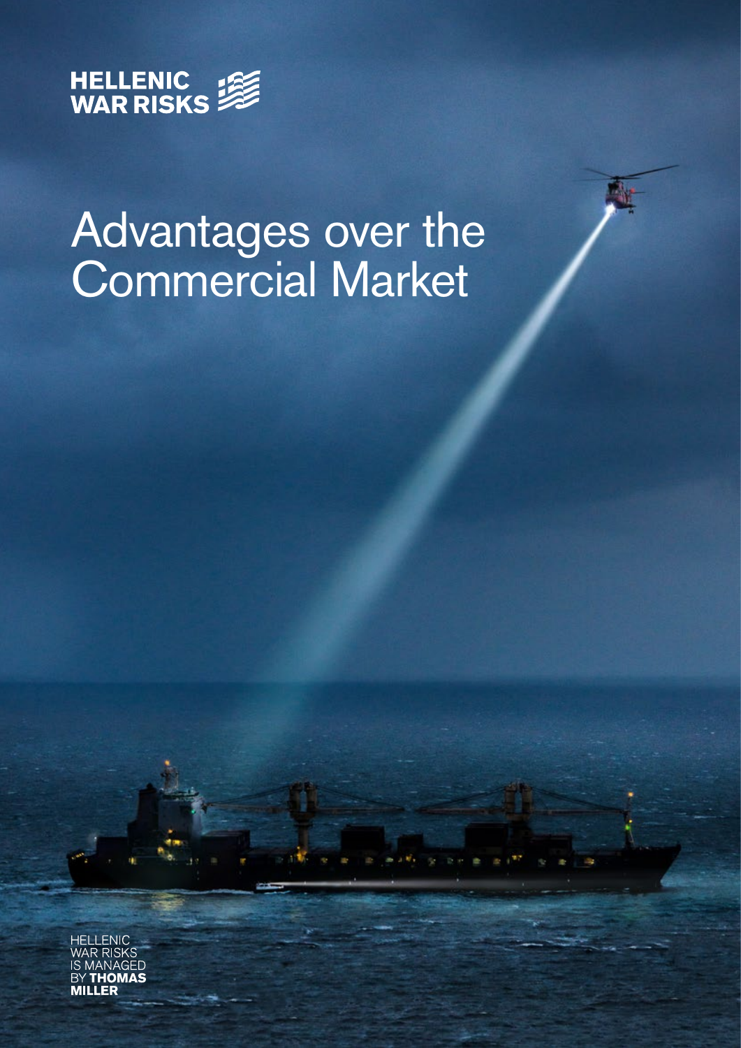HELLENIC WAR RISKS

# Advantages over the Commercial Market

HELLENIC WAR RISKS IS MANAGED BY **THOMAS MILLER**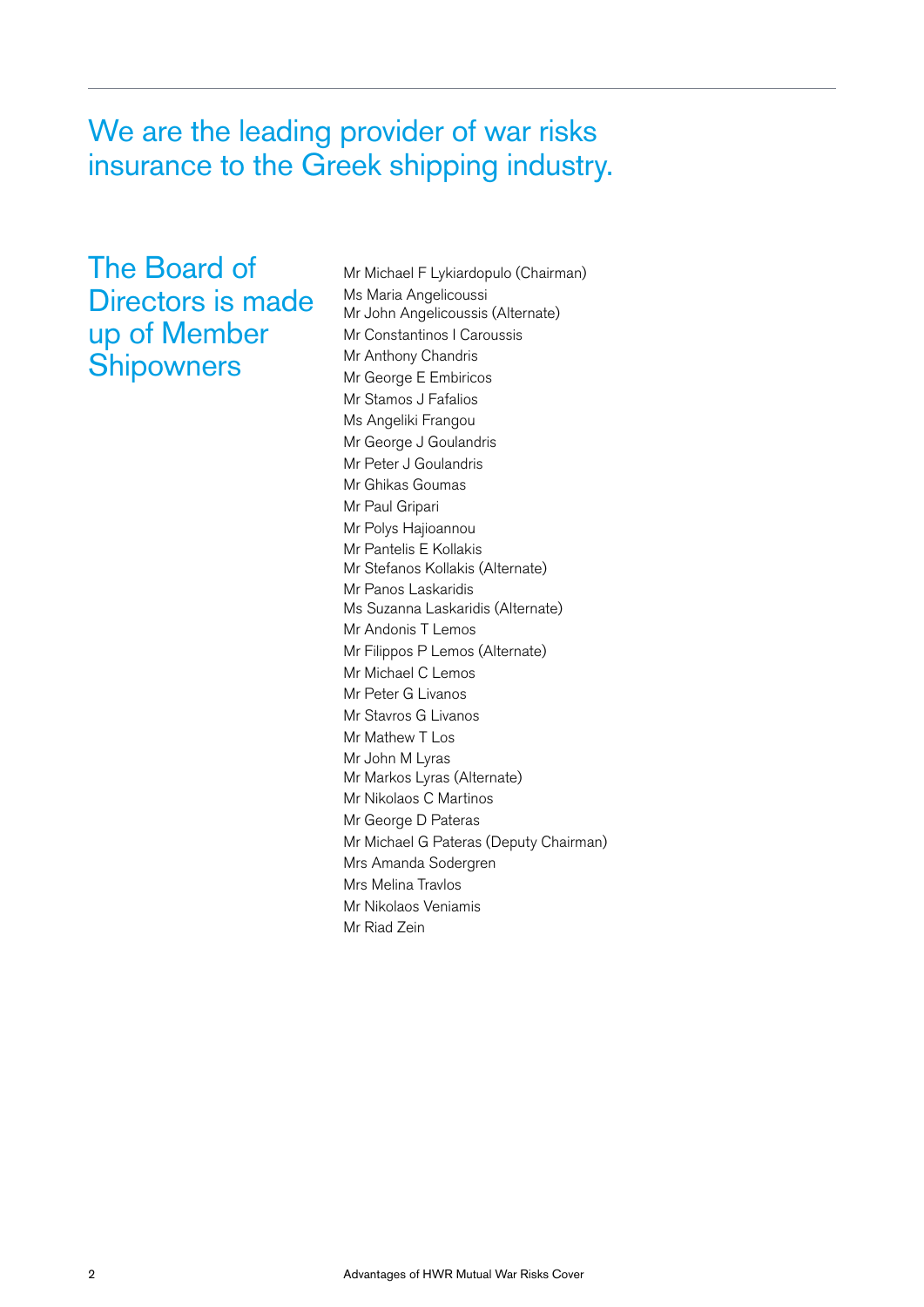# We are the leading provider of war risks insurance to the Greek shipping industry.

## The Board of Directors is made up of Member Shipowners

Mr Michael F Lykiardopulo (Chairman)
Ms Maria Angelicoussi
Mr John Angelicoussis (Alternate)
Mr Constantinos I Caroussis
Mr Anthony Chandris
Mr George E Embiricos
Mr Stamos J Fafalios
Ms Angeliki Frangou
Mr George J Goulandris
Mr Peter J Goulandris
Mr Ghikas Goumas
Mr Paul Gripari
Mr Polys Hajioannou
Mr Pantelis E Kollakis
Mr Stefanos Kollakis (Alternate)
Mr Panos Laskaridis
Ms Suzanna Laskaridis (Alternate)
Mr Andonis T Lemos
Mr Filippos P Lemos (Alternate)
Mr Michael C Lemos
Mr Peter G Livanos
Mr Stavros G Livanos
Mr Mathew T Los
Mr John M Lyras
Mr Markos Lyras (Alternate)
Mr Nikolaos C Martinos
Mr George D Pateras
Mr Michael G Pateras (Deputy Chairman)
Mrs Amanda Sodergren
Mrs Melina Travlos
Mr Nikolaos Veniamis
Mr Riad Zein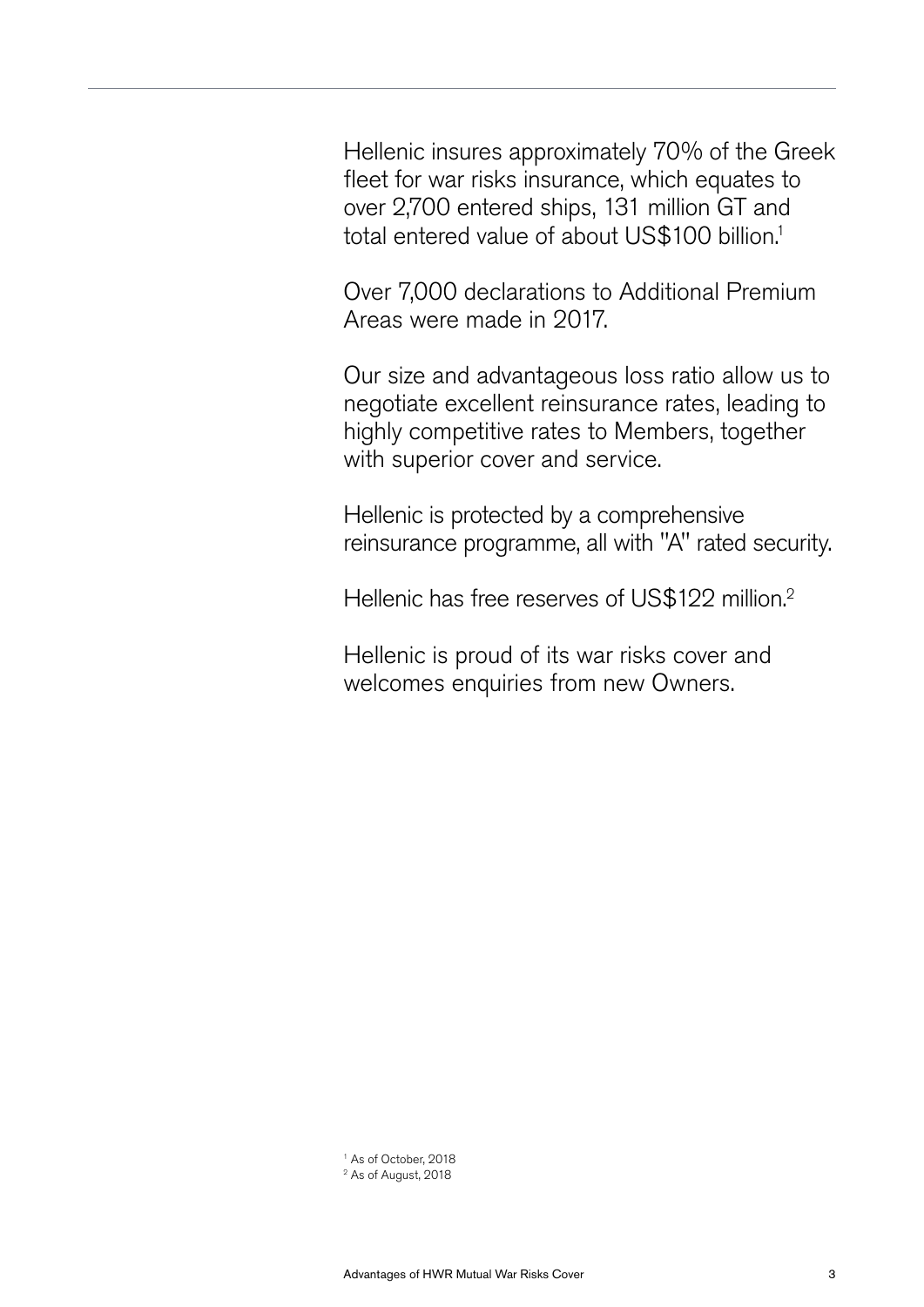Hellenic insures approximately 70% of the Greek fleet for war risks insurance, which equates to over 2,700 entered ships, 131 million GT and total entered value of about US$100 billion.[1]

Over 7,000 declarations to Additional Premium Areas were made in 2017.

Our size and advantageous loss ratio allow us to negotiate excellent reinsurance rates, leading to highly competitive rates to Members, together with superior cover and service.

Hellenic is protected by a comprehensive reinsurance programme, all with "A" rated security.

Hellenic has free reserves of US$122 million.[2]

Hellenic is proud of its war risks cover and welcomes enquiries from new Owners.

[1] As of October, 2018
[2] As of August, 2018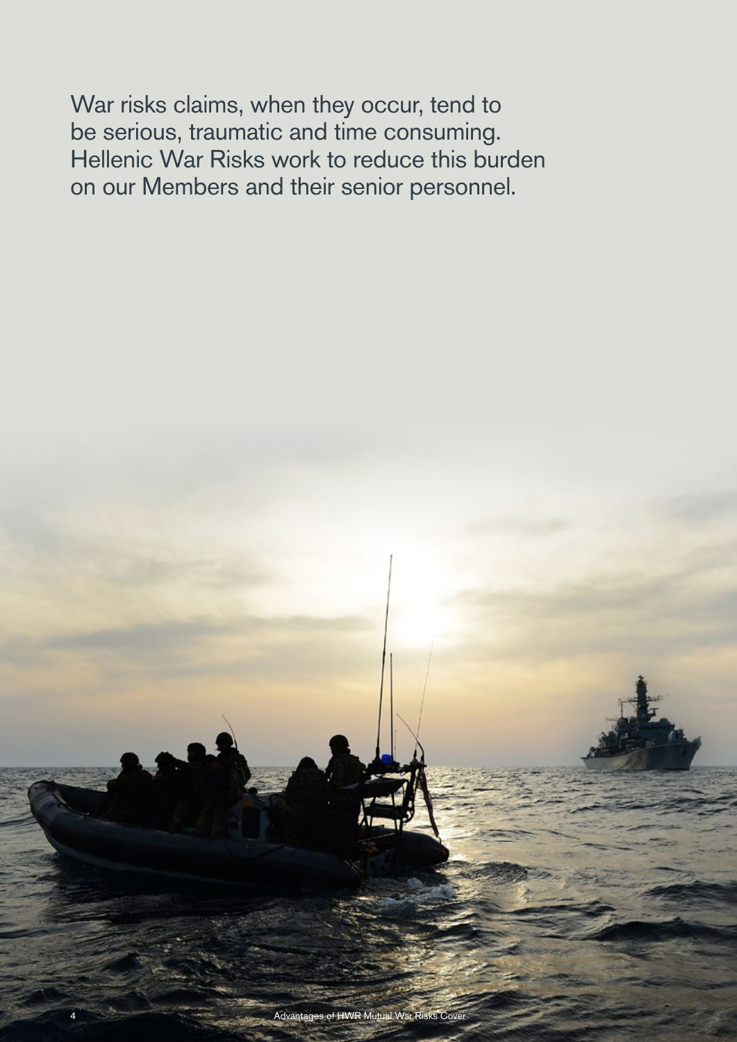War risks claims, when they occur, tend to be serious, traumatic and time consuming. Hellenic War Risks work to reduce this burden on our Members and their senior personnel.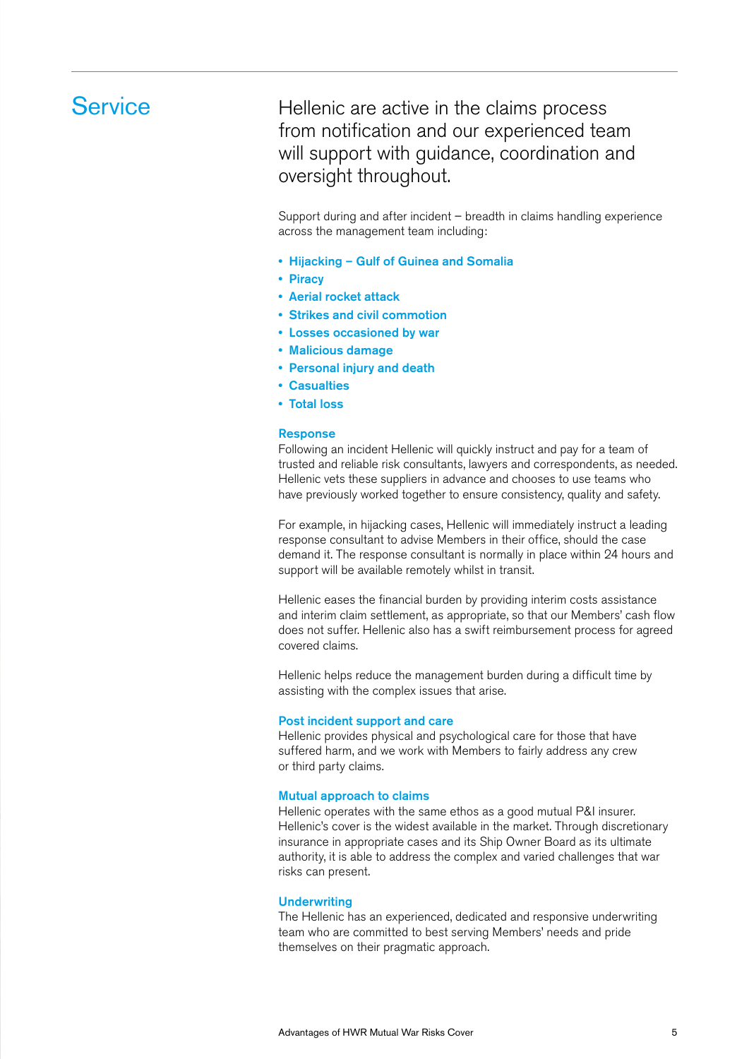## Service

Hellenic are active in the claims process from notification and our experienced team will support with guidance, coordination and oversight throughout.

Support during and after incident – breadth in claims handling experience across the management team including:

- **Hijacking – Gulf of Guinea and Somalia**
- **Piracy**
- **Aerial rocket attack**
- **Strikes and civil commotion**
- **Losses occasioned by war**
- **Malicious damage**
- **Personal injury and death**
- **Casualties**
- **Total loss**

### Response

Following an incident Hellenic will quickly instruct and pay for a team of trusted and reliable risk consultants, lawyers and correspondents, as needed. Hellenic vets these suppliers in advance and chooses to use teams who have previously worked together to ensure consistency, quality and safety.

For example, in hijacking cases, Hellenic will immediately instruct a leading response consultant to advise Members in their office, should the case demand it. The response consultant is normally in place within 24 hours and support will be available remotely whilst in transit.

Hellenic eases the financial burden by providing interim costs assistance and interim claim settlement, as appropriate, so that our Members' cash flow does not suffer. Hellenic also has a swift reimbursement process for agreed covered claims.

Hellenic helps reduce the management burden during a difficult time by assisting with the complex issues that arise.

### Post incident support and care

Hellenic provides physical and psychological care for those that have suffered harm, and we work with Members to fairly address any crew or third party claims.

### Mutual approach to claims

Hellenic operates with the same ethos as a good mutual P&I insurer. Hellenic's cover is the widest available in the market. Through discretionary insurance in appropriate cases and its Ship Owner Board as its ultimate authority, it is able to address the complex and varied challenges that war risks can present.

### Underwriting

The Hellenic has an experienced, dedicated and responsive underwriting team who are committed to best serving Members' needs and pride themselves on their pragmatic approach.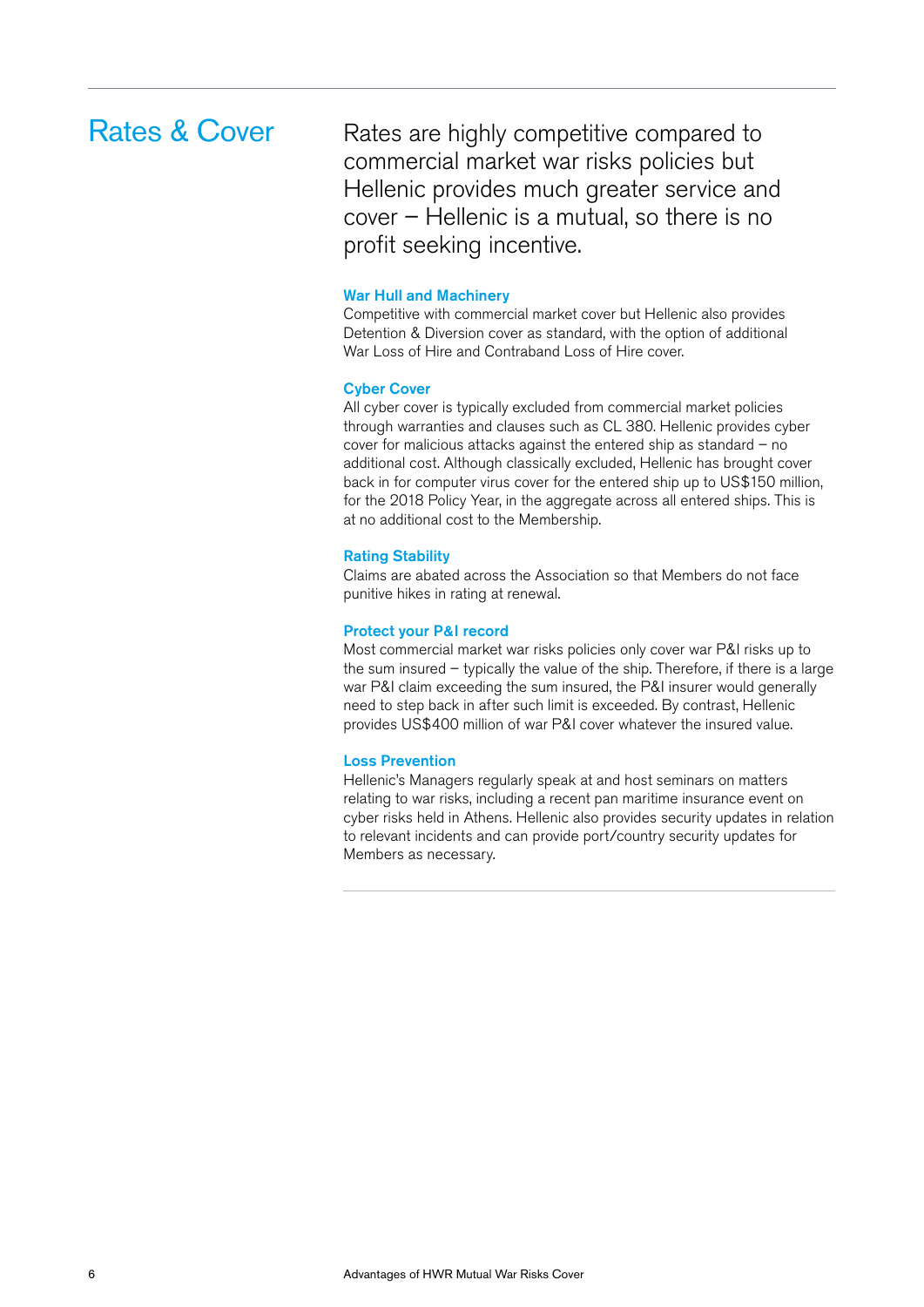## Rates & Cover

Rates are highly competitive compared to commercial market war risks policies but Hellenic provides much greater service and cover – Hellenic is a mutual, so there is no profit seeking incentive.

### War Hull and Machinery

Competitive with commercial market cover but Hellenic also provides Detention & Diversion cover as standard, with the option of additional War Loss of Hire and Contraband Loss of Hire cover.

### Cyber Cover

All cyber cover is typically excluded from commercial market policies through warranties and clauses such as CL 380. Hellenic provides cyber cover for malicious attacks against the entered ship as standard – no additional cost. Although classically excluded, Hellenic has brought cover back in for computer virus cover for the entered ship up to US$150 million, for the 2018 Policy Year, in the aggregate across all entered ships. This is at no additional cost to the Membership.

### Rating Stability

Claims are abated across the Association so that Members do not face punitive hikes in rating at renewal.

### Protect your P&I record

Most commercial market war risks policies only cover war P&I risks up to the sum insured – typically the value of the ship. Therefore, if there is a large war P&I claim exceeding the sum insured, the P&I insurer would generally need to step back in after such limit is exceeded. By contrast, Hellenic provides US$400 million of war P&I cover whatever the insured value.

### Loss Prevention

Hellenic's Managers regularly speak at and host seminars on matters relating to war risks, including a recent pan maritime insurance event on cyber risks held in Athens. Hellenic also provides security updates in relation to relevant incidents and can provide port/country security updates for Members as necessary.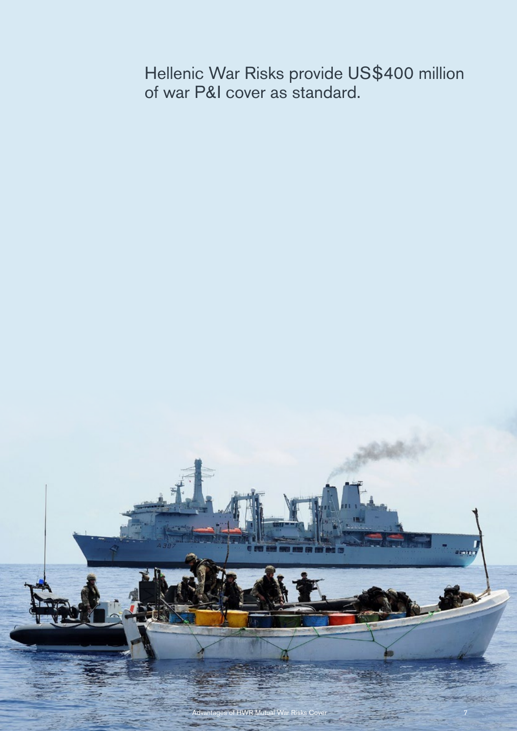Hellenic War Risks provide US$400 million of war P&I cover as standard.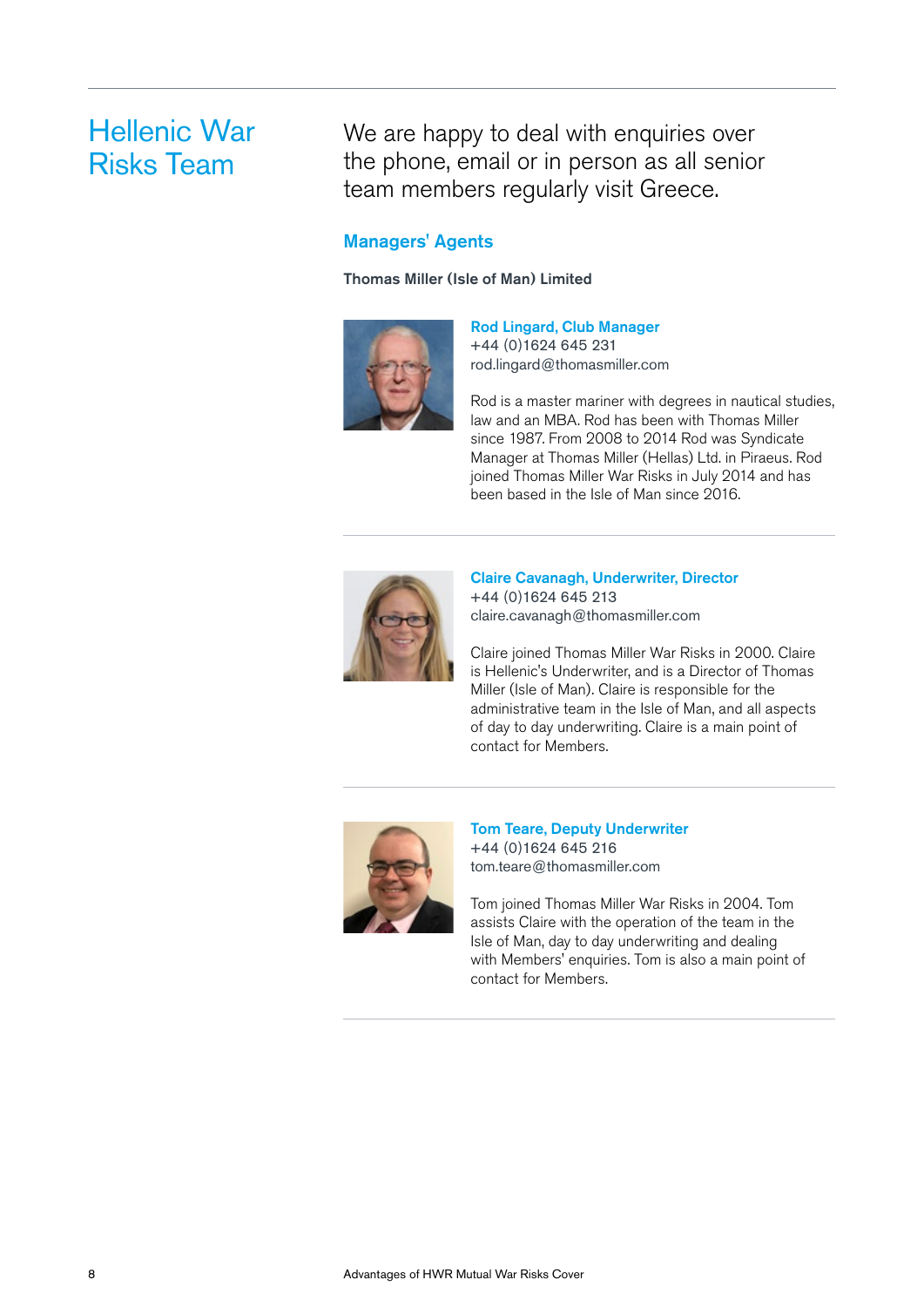# Hellenic War Risks Team

We are happy to deal with enquiries over the phone, email or in person as all senior team members regularly visit Greece.

## Managers' Agents

**Thomas Miller (Isle of Man) Limited**

### Rod Lingard, Club Manager

+44 (0)1624 645 231
rod.lingard@thomasmiller.com

Rod is a master mariner with degrees in nautical studies, law and an MBA. Rod has been with Thomas Miller since 1987. From 2008 to 2014 Rod was Syndicate Manager at Thomas Miller (Hellas) Ltd. in Piraeus. Rod joined Thomas Miller War Risks in July 2014 and has been based in the Isle of Man since 2016.

---

### Claire Cavanagh, Underwriter, Director

+44 (0)1624 645 213
claire.cavanagh@thomasmiller.com

Claire joined Thomas Miller War Risks in 2000. Claire is Hellenic's Underwriter, and is a Director of Thomas Miller (Isle of Man). Claire is responsible for the administrative team in the Isle of Man, and all aspects of day to day underwriting. Claire is a main point of contact for Members.

---

### Tom Teare, Deputy Underwriter

+44 (0)1624 645 216
tom.teare@thomasmiller.com

Tom joined Thomas Miller War Risks in 2004. Tom assists Claire with the operation of the team in the Isle of Man, day to day underwriting and dealing with Members' enquiries. Tom is also a main point of contact for Members.

---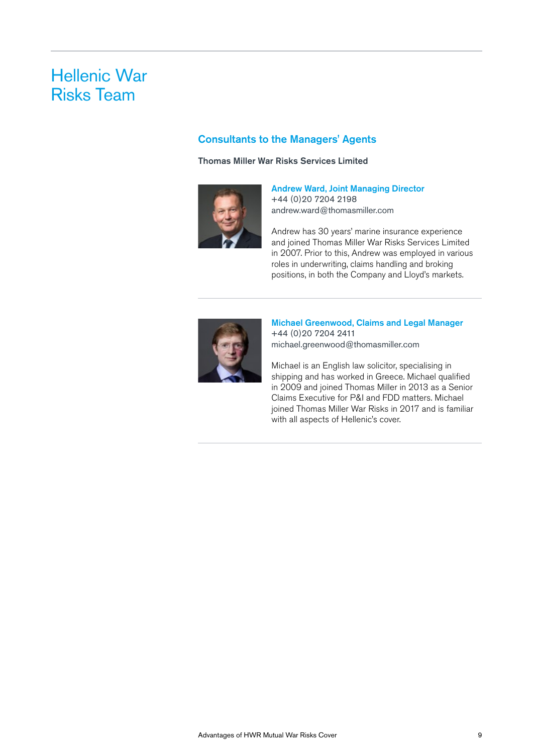# Hellenic War Risks Team

## Consultants to the Managers' Agents

**Thomas Miller War Risks Services Limited**

### Andrew Ward, Joint Managing Director

+44 (0)20 7204 2198
andrew.ward@thomasmiller.com

Andrew has 30 years' marine insurance experience and joined Thomas Miller War Risks Services Limited in 2007. Prior to this, Andrew was employed in various roles in underwriting, claims handling and broking positions, in both the Company and Lloyd's markets.

---

### Michael Greenwood, Claims and Legal Manager

+44 (0)20 7204 2411
michael.greenwood@thomasmiller.com

Michael is an English law solicitor, specialising in shipping and has worked in Greece. Michael qualified in 2009 and joined Thomas Miller in 2013 as a Senior Claims Executive for P&I and FDD matters. Michael joined Thomas Miller War Risks in 2017 and is familiar with all aspects of Hellenic's cover.

---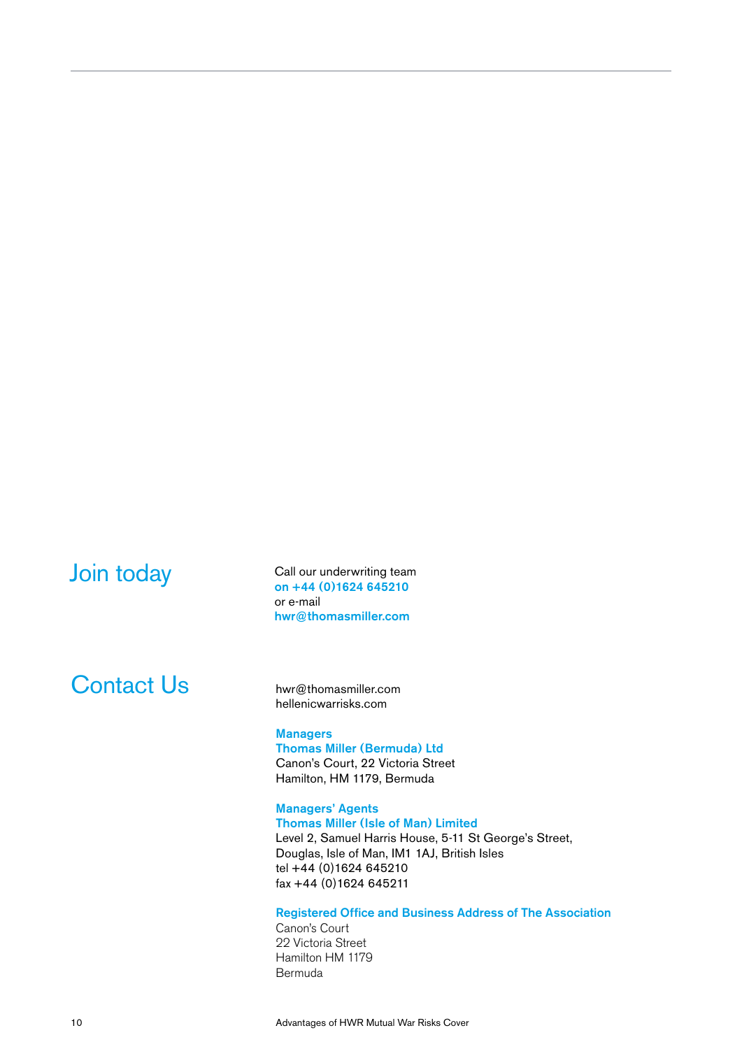## Join today

Call our underwriting team
**on +44 (0)1624 645210**
or e-mail
**hwr@thomasmiller.com**

## Contact Us

hwr@thomasmiller.com
hellenicwarrisks.com

**Managers**
**Thomas Miller (Bermuda) Ltd**
Canon's Court, 22 Victoria Street
Hamilton, HM 1179, Bermuda

**Managers' Agents**
**Thomas Miller (Isle of Man) Limited**
Level 2, Samuel Harris House, 5-11 St George's Street,
Douglas, Isle of Man, IM1 1AJ, British Isles
tel +44 (0)1624 645210
fax +44 (0)1624 645211

**Registered Office and Business Address of The Association**
Canon's Court
22 Victoria Street
Hamilton HM 1179
Bermuda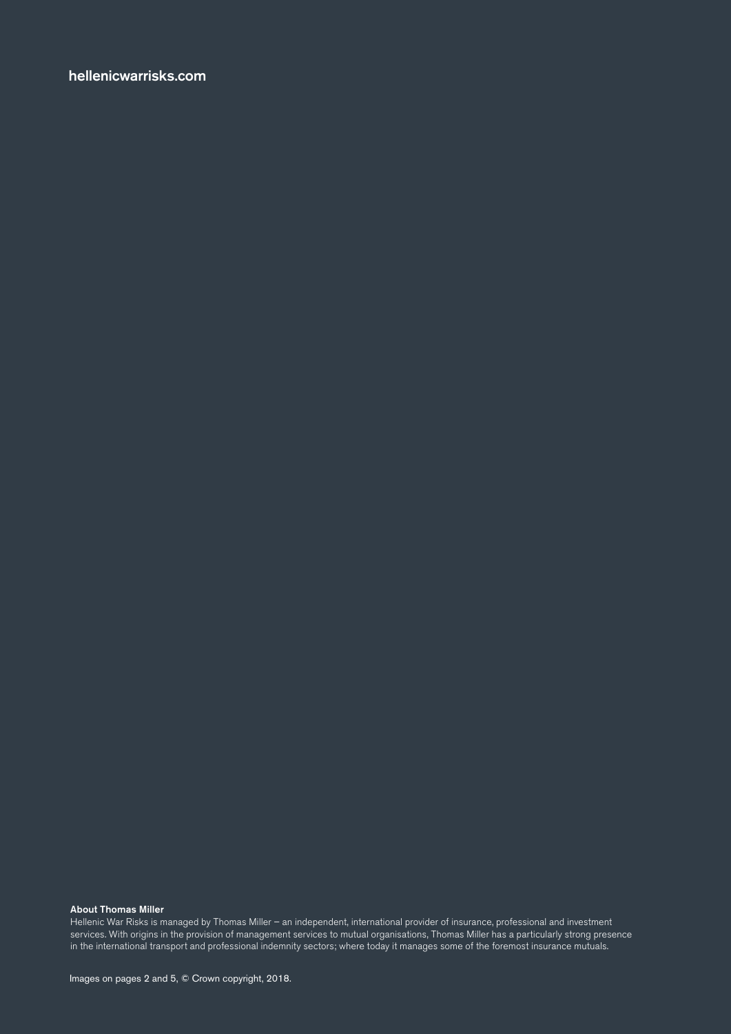hellenicwarrisks.com

**About Thomas Miller**

Hellenic War Risks is managed by Thomas Miller – an independent, international provider of insurance, professional and investment services. With origins in the provision of management services to mutual organisations, Thomas Miller has a particularly strong presence in the international transport and professional indemnity sectors; where today it manages some of the foremost insurance mutuals.

Images on pages 2 and 5, © Crown copyright, 2018.